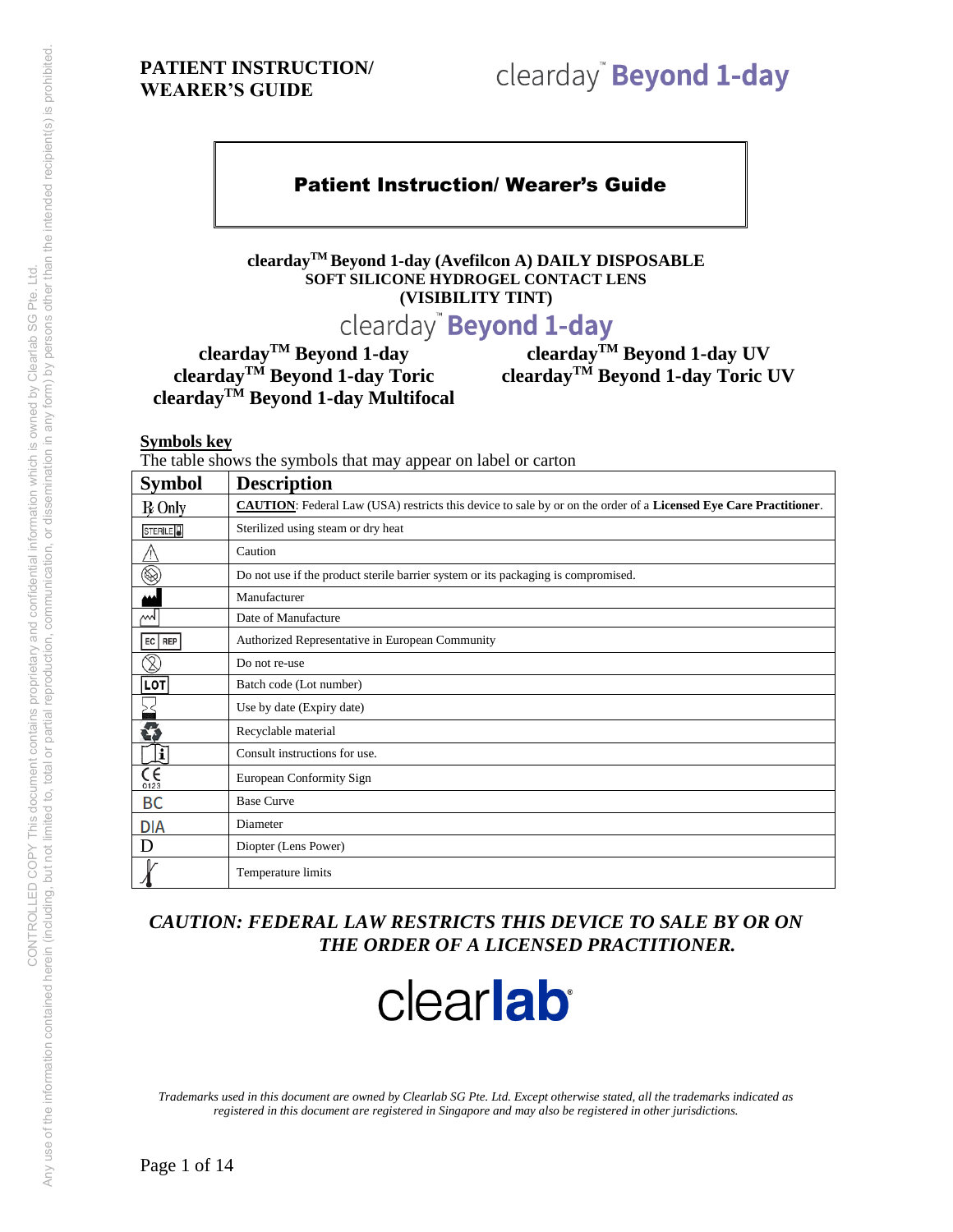**PATIENT INSTRUCTION/ WEARER'S GUIDE**

clearday™ **Beyond 1-day**

# Patient Instruction/ Wearer's Guide

**clearday™ Beyond 1-day (Avefilcon A) DAILY DISPOSABLE**
**SOFT SILICONE HYDROGEL CONTACT LENS**
**(VISIBILITY TINT)**

clearday™ **Beyond 1-day**

**clearday™ Beyond 1-day**
**clearday™ Beyond 1-day Toric**
**clearday™ Beyond 1-day Multifocal**
**clearday™ Beyond 1-day UV**
**clearday™ Beyond 1-day Toric UV**

**Symbols key**

The table shows the symbols that may appear on label or carton

| Symbol | Description |
|---|---|
| ℞ Only | **CAUTION**: Federal Law (USA) restricts this device to sale by or on the order of a **Licensed Eye Care Practitioner**. |
| STERILE | Sterilized using steam or dry heat |
| ⚠ | Caution |
| | Do not use if the product sterile barrier system or its packaging is compromised. |
| | Manufacturer |
| | Date of Manufacture |
| EC REP | Authorized Representative in European Community |
| | Do not re-use |
| LOT | Batch code (Lot number) |
| | Use by date (Expiry date) |
| | Recyclable material |
| | Consult instructions for use. |
| CE 0123 | European Conformity Sign |
| BC | Base Curve |
| DIA | Diameter |
| D | Diopter (Lens Power) |
| | Temperature limits |

***CAUTION: FEDERAL LAW RESTRICTS THIS DEVICE TO SALE BY OR ON THE ORDER OF A LICENSED PRACTITIONER.***

clear**lab**®

*Trademarks used in this document are owned by Clearlab SG Pte. Ltd. Except otherwise stated, all the trademarks indicated as registered in this document are registered in Singapore and may also be registered in other jurisdictions.*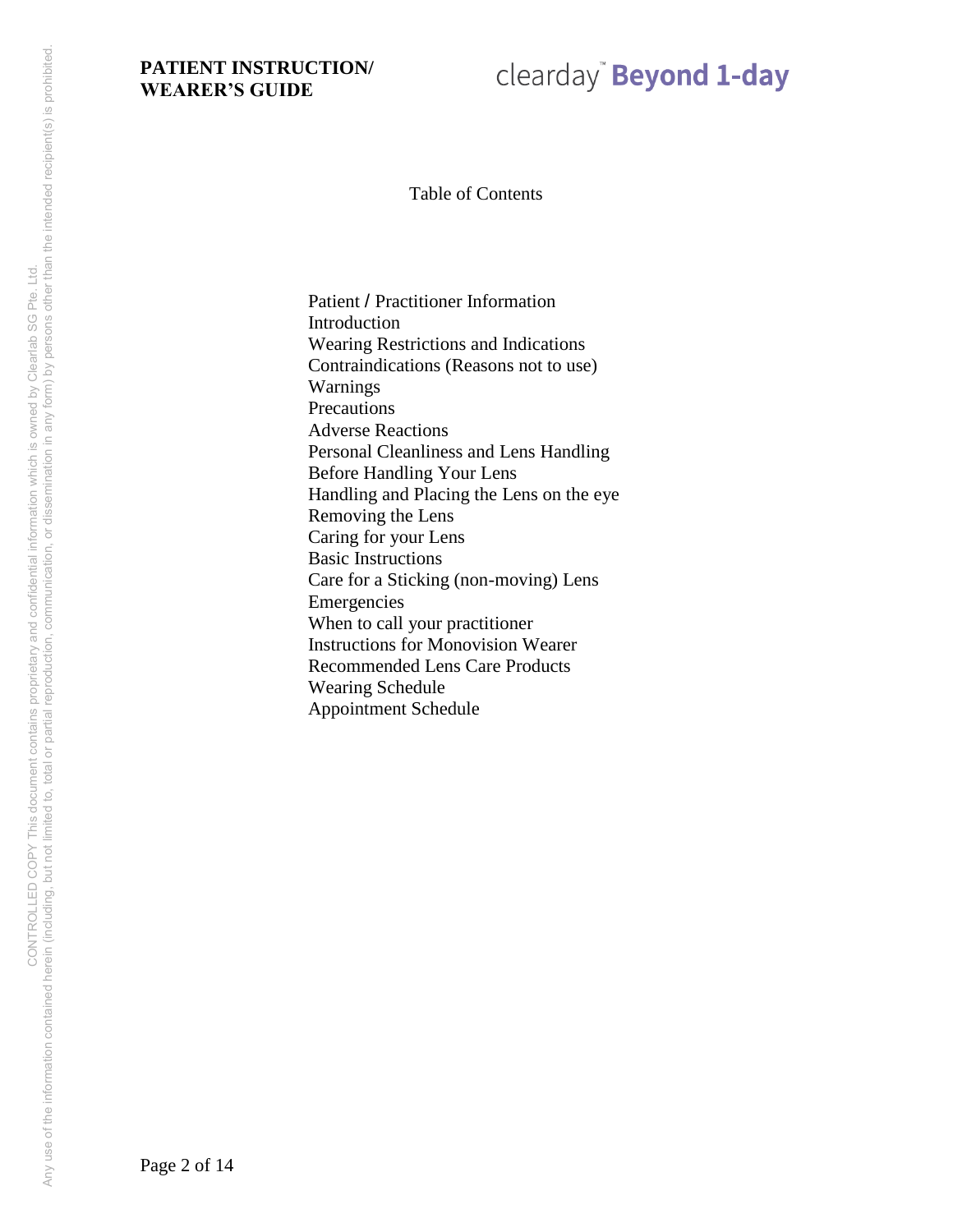Table of Contents

Patient / Practitioner Information
Introduction
Wearing Restrictions and Indications
Contraindications (Reasons not to use)
Warnings
Precautions
Adverse Reactions
Personal Cleanliness and Lens Handling
Before Handling Your Lens
Handling and Placing the Lens on the eye
Removing the Lens
Caring for your Lens
Basic Instructions
Care for a Sticking (non-moving) Lens
Emergencies
When to call your practitioner
Instructions for Monovision Wearer
Recommended Lens Care Products
Wearing Schedule
Appointment Schedule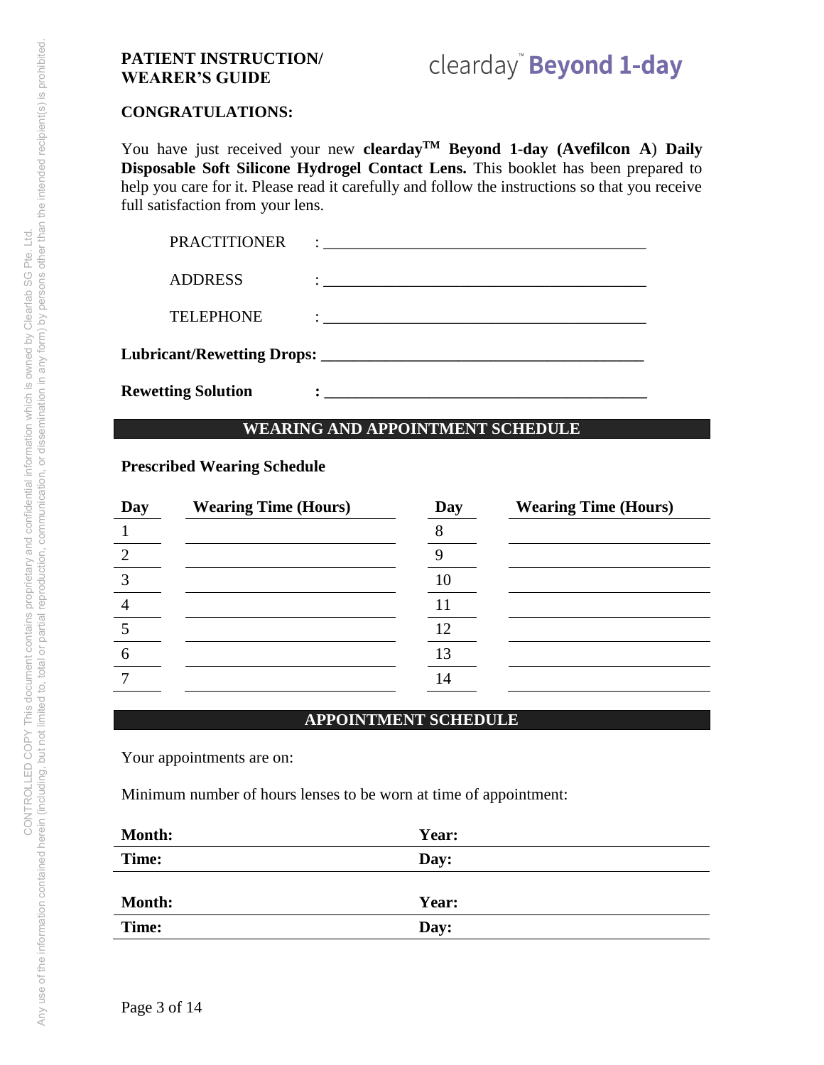**PATIENT INSTRUCTION/ WEARER'S GUIDE**

clearday™ **Beyond 1-day**

**CONGRATULATIONS:**

You have just received your new **clearday™ Beyond 1-day (Avefilcon A) Daily Disposable Soft Silicone Hydrogel Contact Lens.** This booklet has been prepared to help you care for it. Please read it carefully and follow the instructions so that you receive full satisfaction from your lens.

PRACTITIONER : ________________________________________

ADDRESS : ________________________________________

TELEPHONE : ________________________________________

**Lubricant/Rewetting Drops: ________________________________________**

**Rewetting Solution : ________________________________________**

## WEARING AND APPOINTMENT SCHEDULE

**Prescribed Wearing Schedule**

| Day | Wearing Time (Hours) | Day | Wearing Time (Hours) |
|---|---|---|---|
| 1 | | 8 | |
| 2 | | 9 | |
| 3 | | 10 | |
| 4 | | 11 | |
| 5 | | 12 | |
| 6 | | 13 | |
| 7 | | 14 | |

## APPOINTMENT SCHEDULE

Your appointments are on:

Minimum number of hours lenses to be worn at time of appointment:

| **Month:** | **Year:** |
|---|---|
| **Time:** | **Day:** |

| **Month:** | **Year:** |
|---|---|
| **Time:** | **Day:** |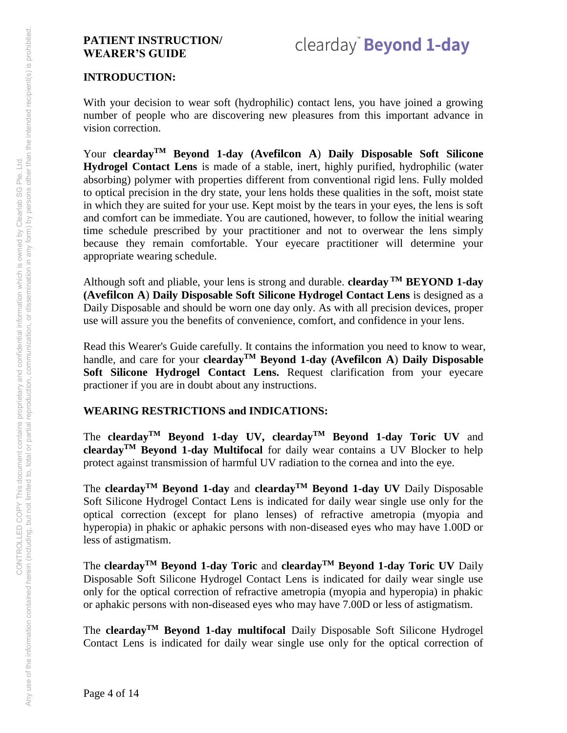**PATIENT INSTRUCTION/ WEARER'S GUIDE**

## INTRODUCTION:

With your decision to wear soft (hydrophilic) contact lens, you have joined a growing number of people who are discovering new pleasures from this important advance in vision correction.

Your **clearday™ Beyond 1-day (Avefilcon A**) **Daily Disposable Soft Silicone Hydrogel Contact Lens** is made of a stable, inert, highly purified, hydrophilic (water absorbing) polymer with properties different from conventional rigid lens. Fully molded to optical precision in the dry state, your lens holds these qualities in the soft, moist state in which they are suited for your use. Kept moist by the tears in your eyes, the lens is soft and comfort can be immediate. You are cautioned, however, to follow the initial wearing time schedule prescribed by your practitioner and not to overwear the lens simply because they remain comfortable. Your eyecare practitioner will determine your appropriate wearing schedule.

Although soft and pliable, your lens is strong and durable. **clearday ™ BEYOND 1-day (Avefilcon A**) **Daily Disposable Soft Silicone Hydrogel Contact Lens** is designed as a Daily Disposable and should be worn one day only. As with all precision devices, proper use will assure you the benefits of convenience, comfort, and confidence in your lens.

Read this Wearer's Guide carefully. It contains the information you need to know to wear, handle, and care for your **clearday™ Beyond 1-day (Avefilcon A**) **Daily Disposable Soft Silicone Hydrogel Contact Lens.** Request clarification from your eyecare practioner if you are in doubt about any instructions.

## WEARING RESTRICTIONS and INDICATIONS:

The **clearday™ Beyond 1-day UV, clearday™ Beyond 1-day Toric UV** and **clearday™ Beyond 1-day Multifocal** for daily wear contains a UV Blocker to help protect against transmission of harmful UV radiation to the cornea and into the eye.

The **clearday™ Beyond 1-day** and **clearday™ Beyond 1-day UV** Daily Disposable Soft Silicone Hydrogel Contact Lens is indicated for daily wear single use only for the optical correction (except for plano lenses) of refractive ametropia (myopia and hyperopia) in phakic or aphakic persons with non-diseased eyes who may have 1.00D or less of astigmatism.

The **clearday™ Beyond 1-day Toric** and **clearday™ Beyond 1-day Toric UV** Daily Disposable Soft Silicone Hydrogel Contact Lens is indicated for daily wear single use only for the optical correction of refractive ametropia (myopia and hyperopia) in phakic or aphakic persons with non-diseased eyes who may have 7.00D or less of astigmatism.

The **clearday™ Beyond 1-day multifocal** Daily Disposable Soft Silicone Hydrogel Contact Lens is indicated for daily wear single use only for the optical correction of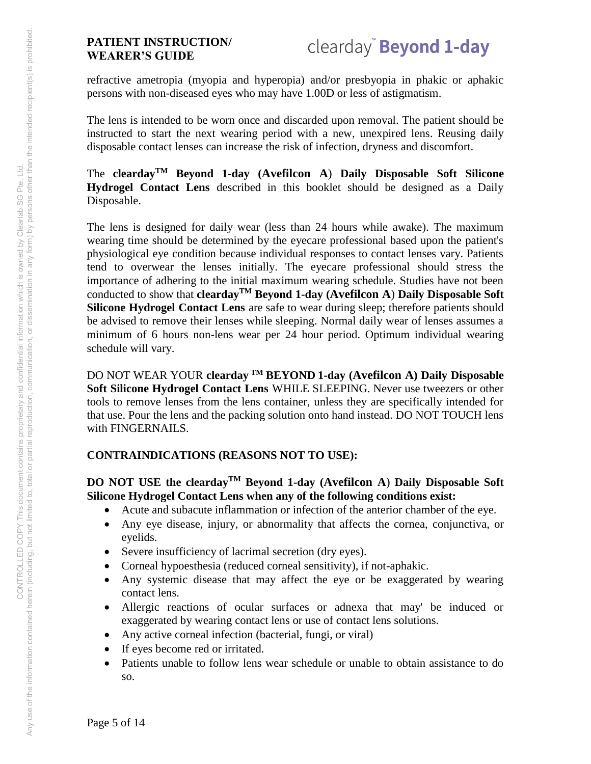refractive ametropia (myopia and hyperopia) and/or presbyopia in phakic or aphakic persons with non-diseased eyes who may have 1.00D or less of astigmatism.

The lens is intended to be worn once and discarded upon removal. The patient should be instructed to start the next wearing period with a new, unexpired lens. Reusing daily disposable contact lenses can increase the risk of infection, dryness and discomfort.

The **clearday™ Beyond 1-day (Avefilcon A) Daily Disposable Soft Silicone Hydrogel Contact Lens** described in this booklet should be designed as a Daily Disposable.

The lens is designed for daily wear (less than 24 hours while awake). The maximum wearing time should be determined by the eyecare professional based upon the patient's physiological eye condition because individual responses to contact lenses vary. Patients tend to overwear the lenses initially. The eyecare professional should stress the importance of adhering to the initial maximum wearing schedule. Studies have not been conducted to show that **clearday™ Beyond 1-day (Avefilcon A) Daily Disposable Soft Silicone Hydrogel Contact Lens** are safe to wear during sleep; therefore patients should be advised to remove their lenses while sleeping. Normal daily wear of lenses assumes a minimum of 6 hours non-lens wear per 24 hour period. Optimum individual wearing schedule will vary.

DO NOT WEAR YOUR **clearday™ BEYOND 1-day (Avefilcon A) Daily Disposable Soft Silicone Hydrogel Contact Lens** WHILE SLEEPING. Never use tweezers or other tools to remove lenses from the lens container, unless they are specifically intended for that use. Pour the lens and the packing solution onto hand instead. DO NOT TOUCH lens with FINGERNAILS.

## CONTRAINDICATIONS (REASONS NOT TO USE):

**DO NOT USE the clearday™ Beyond 1-day (Avefilcon A) Daily Disposable Soft Silicone Hydrogel Contact Lens when any of the following conditions exist:**

- Acute and subacute inflammation or infection of the anterior chamber of the eye.
- Any eye disease, injury, or abnormality that affects the cornea, conjunctiva, or eyelids.
- Severe insufficiency of lacrimal secretion (dry eyes).
- Corneal hypoesthesia (reduced corneal sensitivity), if not-aphakic.
- Any systemic disease that may affect the eye or be exaggerated by wearing contact lens.
- Allergic reactions of ocular surfaces or adnexa that may' be induced or exaggerated by wearing contact lens or use of contact lens solutions.
- Any active corneal infection (bacterial, fungi, or viral)
- If eyes become red or irritated.
- Patients unable to follow lens wear schedule or unable to obtain assistance to do so.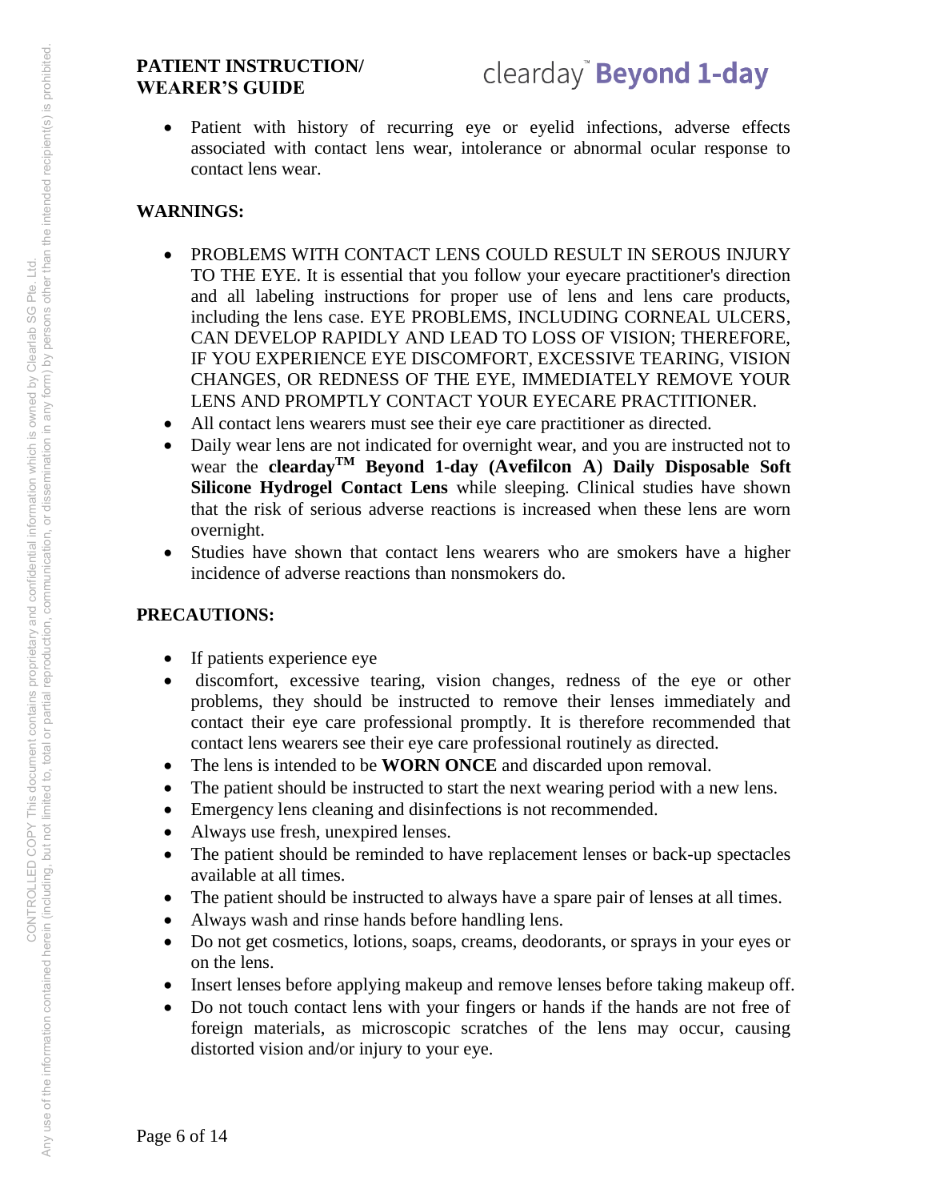- Patient with history of recurring eye or eyelid infections, adverse effects associated with contact lens wear, intolerance or abnormal ocular response to contact lens wear.

**WARNINGS:**

- PROBLEMS WITH CONTACT LENS COULD RESULT IN SEROUS INJURY TO THE EYE. It is essential that you follow your eyecare practitioner's direction and all labeling instructions for proper use of lens and lens care products, including the lens case. EYE PROBLEMS, INCLUDING CORNEAL ULCERS, CAN DEVELOP RAPIDLY AND LEAD TO LOSS OF VISION; THEREFORE, IF YOU EXPERIENCE EYE DISCOMFORT, EXCESSIVE TEARING, VISION CHANGES, OR REDNESS OF THE EYE, IMMEDIATELY REMOVE YOUR LENS AND PROMPTLY CONTACT YOUR EYECARE PRACTITIONER.
- All contact lens wearers must see their eye care practitioner as directed.
- Daily wear lens are not indicated for overnight wear, and you are instructed not to wear the **clearday™ Beyond 1-day (Avefilcon A) Daily Disposable Soft Silicone Hydrogel Contact Lens** while sleeping. Clinical studies have shown that the risk of serious adverse reactions is increased when these lens are worn overnight.
- Studies have shown that contact lens wearers who are smokers have a higher incidence of adverse reactions than nonsmokers do.

**PRECAUTIONS:**

- If patients experience eye
- discomfort, excessive tearing, vision changes, redness of the eye or other problems, they should be instructed to remove their lenses immediately and contact their eye care professional promptly. It is therefore recommended that contact lens wearers see their eye care professional routinely as directed.
- The lens is intended to be **WORN ONCE** and discarded upon removal.
- The patient should be instructed to start the next wearing period with a new lens.
- Emergency lens cleaning and disinfections is not recommended.
- Always use fresh, unexpired lenses.
- The patient should be reminded to have replacement lenses or back-up spectacles available at all times.
- The patient should be instructed to always have a spare pair of lenses at all times.
- Always wash and rinse hands before handling lens.
- Do not get cosmetics, lotions, soaps, creams, deodorants, or sprays in your eyes or on the lens.
- Insert lenses before applying makeup and remove lenses before taking makeup off.
- Do not touch contact lens with your fingers or hands if the hands are not free of foreign materials, as microscopic scratches of the lens may occur, causing distorted vision and/or injury to your eye.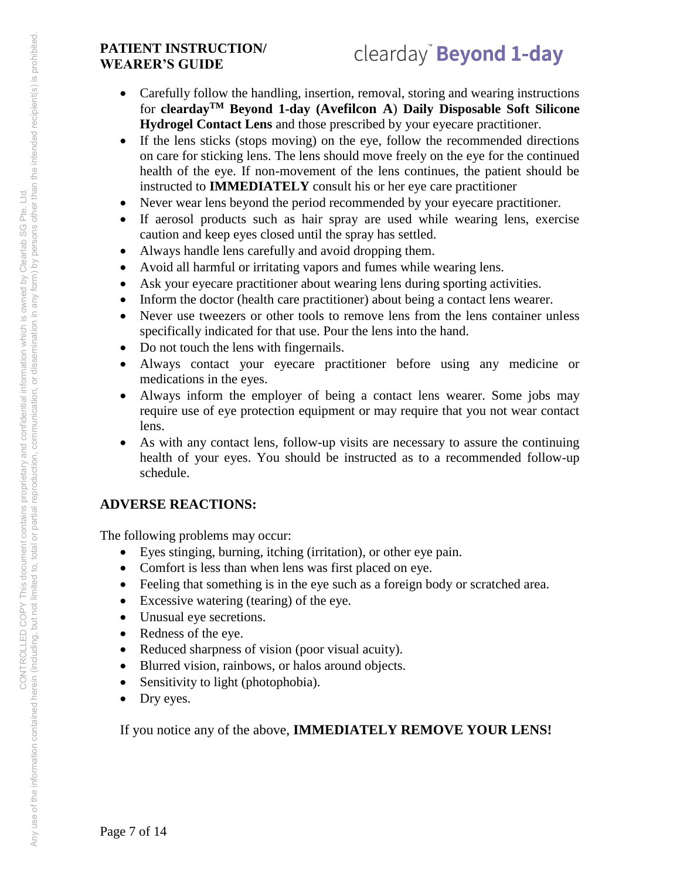- Carefully follow the handling, insertion, removal, storing and wearing instructions for **clearday™ Beyond 1-day (Avefilcon A) Daily Disposable Soft Silicone Hydrogel Contact Lens** and those prescribed by your eyecare practitioner.
- If the lens sticks (stops moving) on the eye, follow the recommended directions on care for sticking lens. The lens should move freely on the eye for the continued health of the eye. If non-movement of the lens continues, the patient should be instructed to **IMMEDIATELY** consult his or her eye care practitioner
- Never wear lens beyond the period recommended by your eyecare practitioner.
- If aerosol products such as hair spray are used while wearing lens, exercise caution and keep eyes closed until the spray has settled.
- Always handle lens carefully and avoid dropping them.
- Avoid all harmful or irritating vapors and fumes while wearing lens.
- Ask your eyecare practitioner about wearing lens during sporting activities.
- Inform the doctor (health care practitioner) about being a contact lens wearer.
- Never use tweezers or other tools to remove lens from the lens container unless specifically indicated for that use. Pour the lens into the hand.
- Do not touch the lens with fingernails.
- Always contact your eyecare practitioner before using any medicine or medications in the eyes.
- Always inform the employer of being a contact lens wearer. Some jobs may require use of eye protection equipment or may require that you not wear contact lens.
- As with any contact lens, follow-up visits are necessary to assure the continuing health of your eyes. You should be instructed as to a recommended follow-up schedule.

## ADVERSE REACTIONS:

The following problems may occur:

- Eyes stinging, burning, itching (irritation), or other eye pain.
- Comfort is less than when lens was first placed on eye.
- Feeling that something is in the eye such as a foreign body or scratched area.
- Excessive watering (tearing) of the eye.
- Unusual eye secretions.
- Redness of the eye.
- Reduced sharpness of vision (poor visual acuity).
- Blurred vision, rainbows, or halos around objects.
- Sensitivity to light (photophobia).
- Dry eyes.

If you notice any of the above, **IMMEDIATELY REMOVE YOUR LENS!**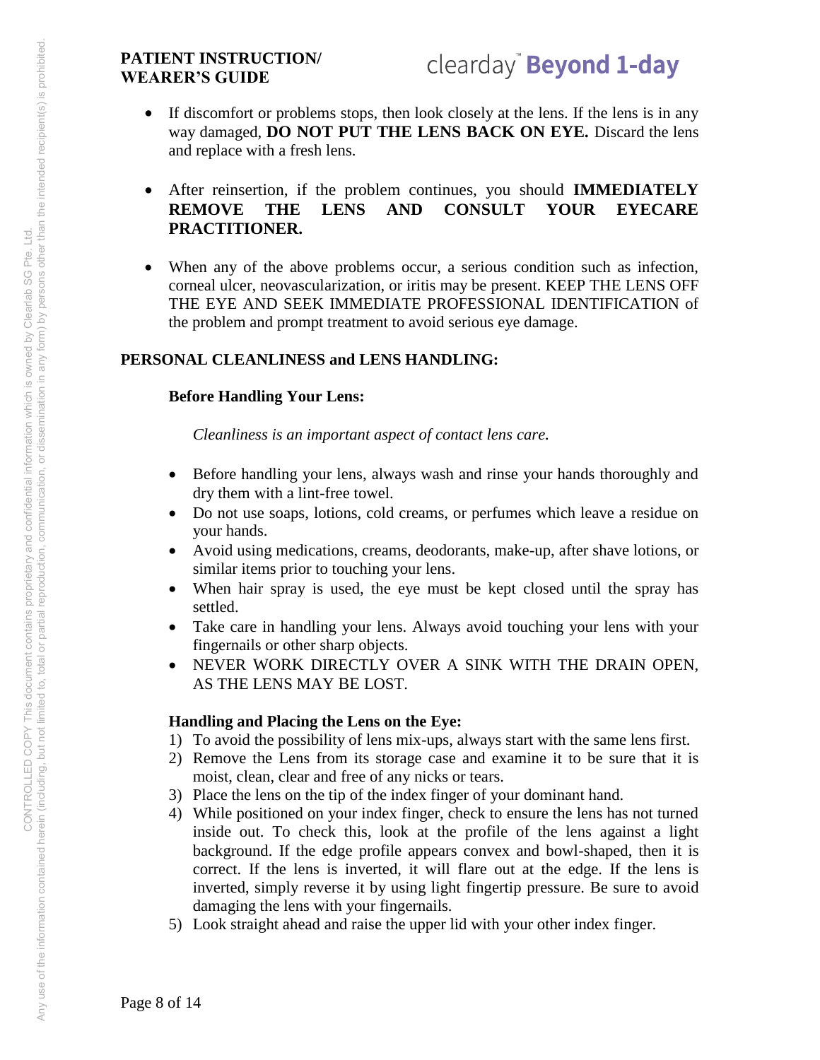- If discomfort or problems stops, then look closely at the lens. If the lens is in any way damaged, **DO NOT PUT THE LENS BACK ON EYE.** Discard the lens and replace with a fresh lens.

- After reinsertion, if the problem continues, you should **IMMEDIATELY REMOVE THE LENS AND CONSULT YOUR EYECARE PRACTITIONER.**

- When any of the above problems occur, a serious condition such as infection, corneal ulcer, neovascularization, or iritis may be present. KEEP THE LENS OFF THE EYE AND SEEK IMMEDIATE PROFESSIONAL IDENTIFICATION of the problem and prompt treatment to avoid serious eye damage.

**PERSONAL CLEANLINESS and LENS HANDLING:**

**Before Handling Your Lens:**

*Cleanliness is an important aspect of contact lens care.*

- Before handling your lens, always wash and rinse your hands thoroughly and dry them with a lint-free towel.
- Do not use soaps, lotions, cold creams, or perfumes which leave a residue on your hands.
- Avoid using medications, creams, deodorants, make-up, after shave lotions, or similar items prior to touching your lens.
- When hair spray is used, the eye must be kept closed until the spray has settled.
- Take care in handling your lens. Always avoid touching your lens with your fingernails or other sharp objects.
- NEVER WORK DIRECTLY OVER A SINK WITH THE DRAIN OPEN, AS THE LENS MAY BE LOST.

**Handling and Placing the Lens on the Eye:**

1) To avoid the possibility of lens mix-ups, always start with the same lens first.
2) Remove the Lens from its storage case and examine it to be sure that it is moist, clean, clear and free of any nicks or tears.
3) Place the lens on the tip of the index finger of your dominant hand.
4) While positioned on your index finger, check to ensure the lens has not turned inside out. To check this, look at the profile of the lens against a light background. If the edge profile appears convex and bowl-shaped, then it is correct. If the lens is inverted, it will flare out at the edge. If the lens is inverted, simply reverse it by using light fingertip pressure. Be sure to avoid damaging the lens with your fingernails.
5) Look straight ahead and raise the upper lid with your other index finger.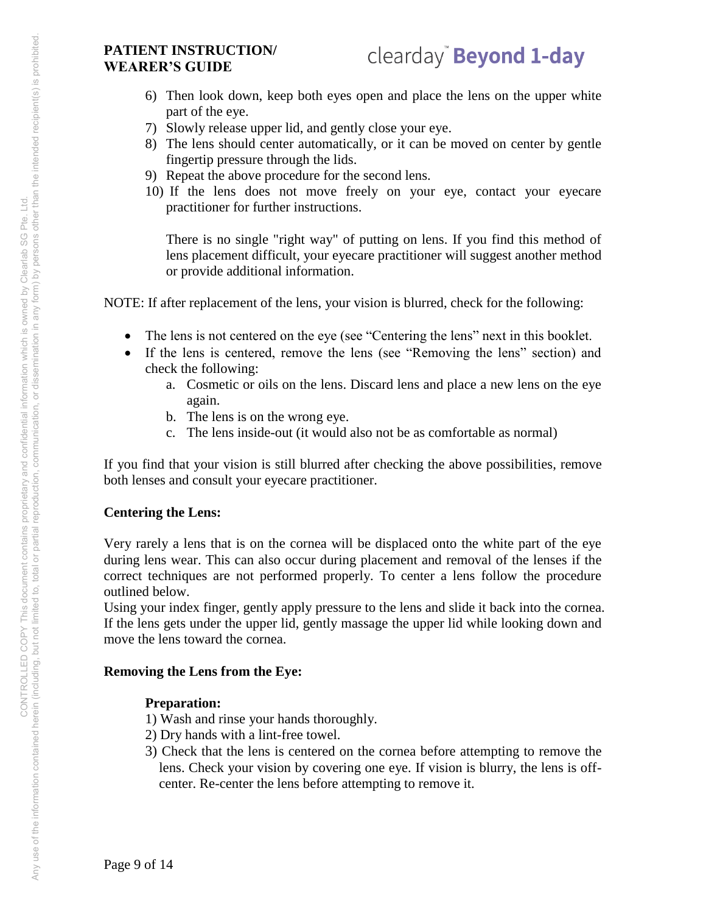6) Then look down, keep both eyes open and place the lens on the upper white part of the eye.
7) Slowly release upper lid, and gently close your eye.
8) The lens should center automatically, or it can be moved on center by gentle fingertip pressure through the lids.
9) Repeat the above procedure for the second lens.
10) If the lens does not move freely on your eye, contact your eyecare practitioner for further instructions.

    There is no single "right way" of putting on lens. If you find this method of lens placement difficult, your eyecare practitioner will suggest another method or provide additional information.

NOTE: If after replacement of the lens, your vision is blurred, check for the following:

- The lens is not centered on the eye (see "Centering the lens" next in this booklet.
- If the lens is centered, remove the lens (see "Removing the lens" section) and check the following:
    a. Cosmetic or oils on the lens. Discard lens and place a new lens on the eye again.
    b. The lens is on the wrong eye.
    c. The lens inside-out (it would also not be as comfortable as normal)

If you find that your vision is still blurred after checking the above possibilities, remove both lenses and consult your eyecare practitioner.

**Centering the Lens:**

Very rarely a lens that is on the cornea will be displaced onto the white part of the eye during lens wear. This can also occur during placement and removal of the lenses if the correct techniques are not performed properly. To center a lens follow the procedure outlined below.
Using your index finger, gently apply pressure to the lens and slide it back into the cornea. If the lens gets under the upper lid, gently massage the upper lid while looking down and move the lens toward the cornea.

**Removing the Lens from the Eye:**

**Preparation:**

1) Wash and rinse your hands thoroughly.
2) Dry hands with a lint-free towel.
3) Check that the lens is centered on the cornea before attempting to remove the lens. Check your vision by covering one eye. If vision is blurry, the lens is off-center. Re-center the lens before attempting to remove it.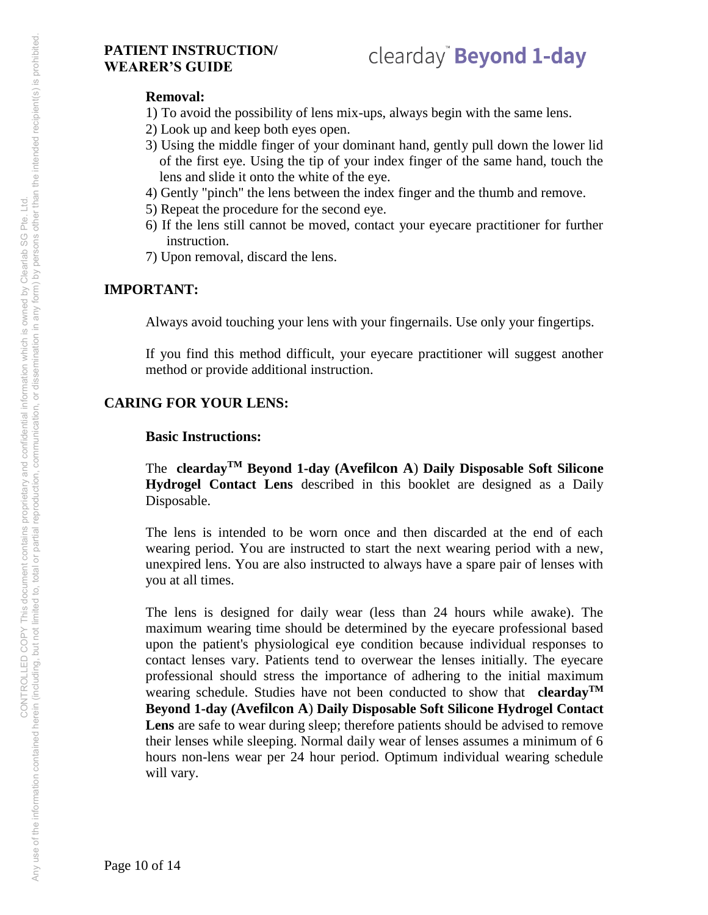**Removal:**

1) To avoid the possibility of lens mix-ups, always begin with the same lens.
2) Look up and keep both eyes open.
3) Using the middle finger of your dominant hand, gently pull down the lower lid of the first eye. Using the tip of your index finger of the same hand, touch the lens and slide it onto the white of the eye.
4) Gently "pinch" the lens between the index finger and the thumb and remove.
5) Repeat the procedure for the second eye.
6) If the lens still cannot be moved, contact your eyecare practitioner for further instruction.
7) Upon removal, discard the lens.

## IMPORTANT:

Always avoid touching your lens with your fingernails. Use only your fingertips.

If you find this method difficult, your eyecare practitioner will suggest another method or provide additional instruction.

## CARING FOR YOUR LENS:

### Basic Instructions:

The **clearday™ Beyond 1-day (Avefilcon A) Daily Disposable Soft Silicone Hydrogel Contact Lens** described in this booklet are designed as a Daily Disposable.

The lens is intended to be worn once and then discarded at the end of each wearing period. You are instructed to start the next wearing period with a new, unexpired lens. You are also instructed to always have a spare pair of lenses with you at all times.

The lens is designed for daily wear (less than 24 hours while awake). The maximum wearing time should be determined by the eyecare professional based upon the patient's physiological eye condition because individual responses to contact lenses vary. Patients tend to overwear the lenses initially. The eyecare professional should stress the importance of adhering to the initial maximum wearing schedule. Studies have not been conducted to show that **clearday™ Beyond 1-day (Avefilcon A) Daily Disposable Soft Silicone Hydrogel Contact Lens** are safe to wear during sleep; therefore patients should be advised to remove their lenses while sleeping. Normal daily wear of lenses assumes a minimum of 6 hours non-lens wear per 24 hour period. Optimum individual wearing schedule will vary.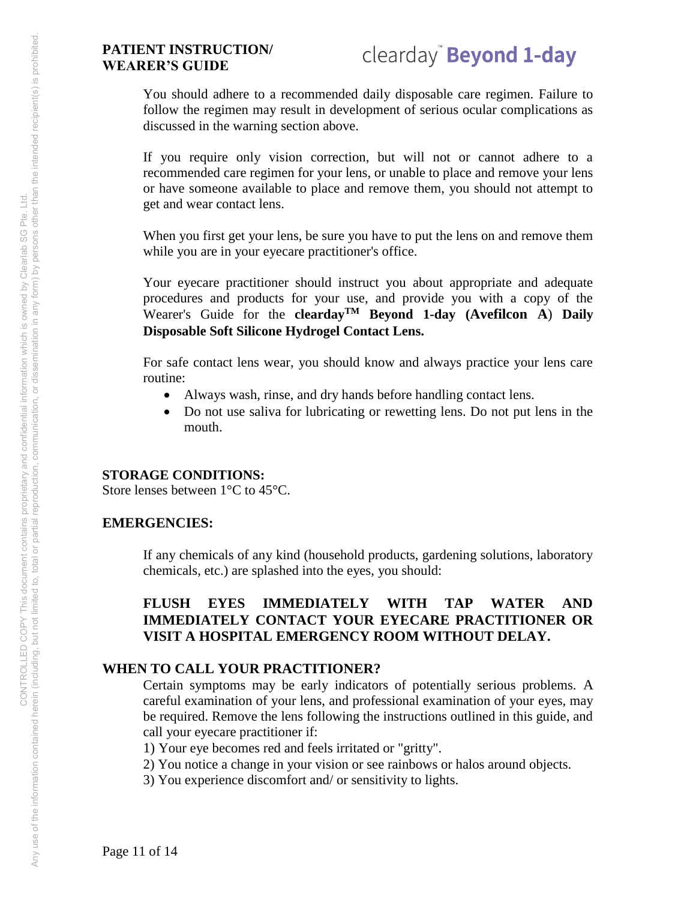You should adhere to a recommended daily disposable care regimen. Failure to follow the regimen may result in development of serious ocular complications as discussed in the warning section above.

If you require only vision correction, but will not or cannot adhere to a recommended care regimen for your lens, or unable to place and remove your lens or have someone available to place and remove them, you should not attempt to get and wear contact lens.

When you first get your lens, be sure you have to put the lens on and remove them while you are in your eyecare practitioner's office.

Your eyecare practitioner should instruct you about appropriate and adequate procedures and products for your use, and provide you with a copy of the Wearer's Guide for the **clearday™ Beyond 1-day (Avefilcon A) Daily Disposable Soft Silicone Hydrogel Contact Lens.**

For safe contact lens wear, you should know and always practice your lens care routine:

- Always wash, rinse, and dry hands before handling contact lens.
- Do not use saliva for lubricating or rewetting lens. Do not put lens in the mouth.

**STORAGE CONDITIONS:**

Store lenses between 1°C to 45°C.

**EMERGENCIES:**

If any chemicals of any kind (household products, gardening solutions, laboratory chemicals, etc.) are splashed into the eyes, you should:

**FLUSH EYES IMMEDIATELY WITH TAP WATER AND IMMEDIATELY CONTACT YOUR EYECARE PRACTITIONER OR VISIT A HOSPITAL EMERGENCY ROOM WITHOUT DELAY.**

**WHEN TO CALL YOUR PRACTITIONER?**

Certain symptoms may be early indicators of potentially serious problems. A careful examination of your lens, and professional examination of your eyes, may be required. Remove the lens following the instructions outlined in this guide, and call your eyecare practitioner if:

1) Your eye becomes red and feels irritated or "gritty".
2) You notice a change in your vision or see rainbows or halos around objects.
3) You experience discomfort and/ or sensitivity to lights.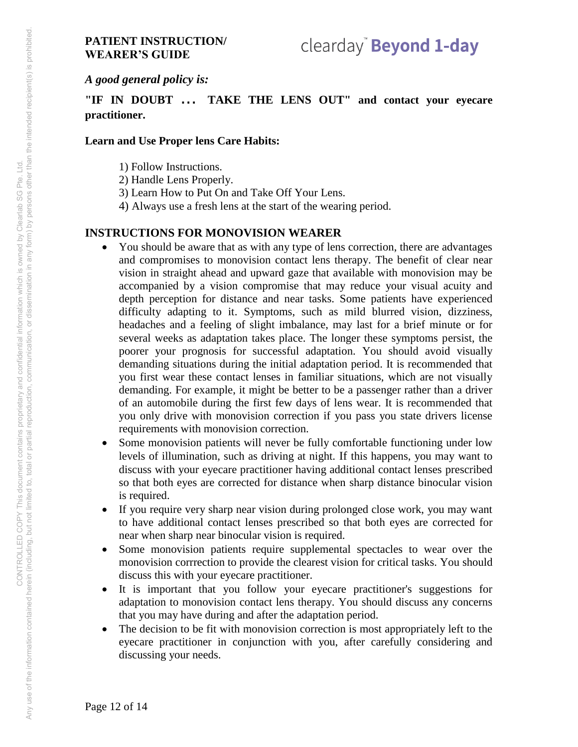*A good general policy is:*

**"IF IN DOUBT . . . TAKE THE LENS OUT" and contact your eyecare practitioner.**

**Learn and Use Proper lens Care Habits:**

1) Follow Instructions.
2) Handle Lens Properly.
3) Learn How to Put On and Take Off Your Lens.
4) Always use a fresh lens at the start of the wearing period.

## INSTRUCTIONS FOR MONOVISION WEARER

- You should be aware that as with any type of lens correction, there are advantages and compromises to monovision contact lens therapy. The benefit of clear near vision in straight ahead and upward gaze that available with monovision may be accompanied by a vision compromise that may reduce your visual acuity and depth perception for distance and near tasks. Some patients have experienced difficulty adapting to it. Symptoms, such as mild blurred vision, dizziness, headaches and a feeling of slight imbalance, may last for a brief minute or for several weeks as adaptation takes place. The longer these symptoms persist, the poorer your prognosis for successful adaptation. You should avoid visually demanding situations during the initial adaptation period. It is recommended that you first wear these contact lenses in familiar situations, which are not visually demanding. For example, it might be better to be a passenger rather than a driver of an automobile during the first few days of lens wear. It is recommended that you only drive with monovision correction if you pass you state drivers license requirements with monovision correction.
- Some monovision patients will never be fully comfortable functioning under low levels of illumination, such as driving at night. If this happens, you may want to discuss with your eyecare practitioner having additional contact lenses prescribed so that both eyes are corrected for distance when sharp distance binocular vision is required.
- If you require very sharp near vision during prolonged close work, you may want to have additional contact lenses prescribed so that both eyes are corrected for near when sharp near binocular vision is required.
- Some monovision patients require supplemental spectacles to wear over the monovision corrrection to provide the clearest vision for critical tasks. You should discuss this with your eyecare practitioner.
- It is important that you follow your eyecare practitioner's suggestions for adaptation to monovision contact lens therapy. You should discuss any concerns that you may have during and after the adaptation period.
- The decision to be fit with monovision correction is most appropriately left to the eyecare practitioner in conjunction with you, after carefully considering and discussing your needs.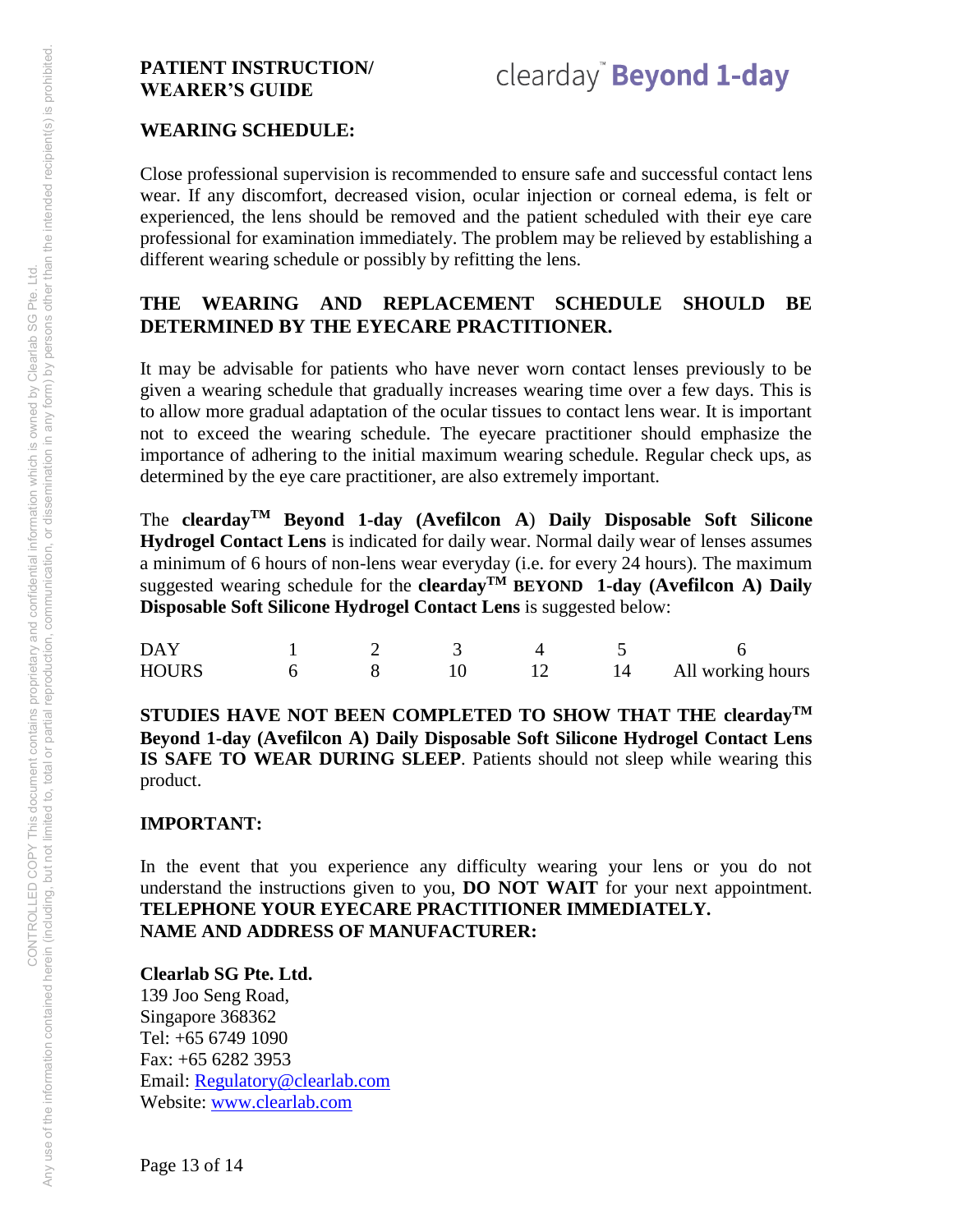**PATIENT INSTRUCTION/ WEARER'S GUIDE**

clearday™ **Beyond 1-day**

## WEARING SCHEDULE:

Close professional supervision is recommended to ensure safe and successful contact lens wear. If any discomfort, decreased vision, ocular injection or corneal edema, is felt or experienced, the lens should be removed and the patient scheduled with their eye care professional for examination immediately. The problem may be relieved by establishing a different wearing schedule or possibly by refitting the lens.

**THE WEARING AND REPLACEMENT SCHEDULE SHOULD BE DETERMINED BY THE EYECARE PRACTITIONER.**

It may be advisable for patients who have never worn contact lenses previously to be given a wearing schedule that gradually increases wearing time over a few days. This is to allow more gradual adaptation of the ocular tissues to contact lens wear. It is important not to exceed the wearing schedule. The eyecare practitioner should emphasize the importance of adhering to the initial maximum wearing schedule. Regular check ups, as determined by the eye care practitioner, are also extremely important.

The **clearday™ Beyond 1-day (Avefilcon A) Daily Disposable Soft Silicone Hydrogel Contact Lens** is indicated for daily wear. Normal daily wear of lenses assumes a minimum of 6 hours of non-lens wear everyday (i.e. for every 24 hours). The maximum suggested wearing schedule for the **clearday™ BEYOND 1-day (Avefilcon A) Daily Disposable Soft Silicone Hydrogel Contact Lens** is suggested below:

| DAY | 1 | 2 | 3 | 4 | 5 | 6 |
|---|---|---|---|---|---|---|
| HOURS | 6 | 8 | 10 | 12 | 14 | All working hours |

**STUDIES HAVE NOT BEEN COMPLETED TO SHOW THAT THE clearday™ Beyond 1-day (Avefilcon A) Daily Disposable Soft Silicone Hydrogel Contact Lens IS SAFE TO WEAR DURING SLEEP**. Patients should not sleep while wearing this product.

## IMPORTANT:

In the event that you experience any difficulty wearing your lens or you do not understand the instructions given to you, **DO NOT WAIT** for your next appointment. **TELEPHONE YOUR EYECARE PRACTITIONER IMMEDIATELY.**

**NAME AND ADDRESS OF MANUFACTURER:**

**Clearlab SG Pte. Ltd.**
139 Joo Seng Road,
Singapore 368362
Tel: +65 6749 1090
Fax: +65 6282 3953
Email: Regulatory@clearlab.com
Website: www.clearlab.com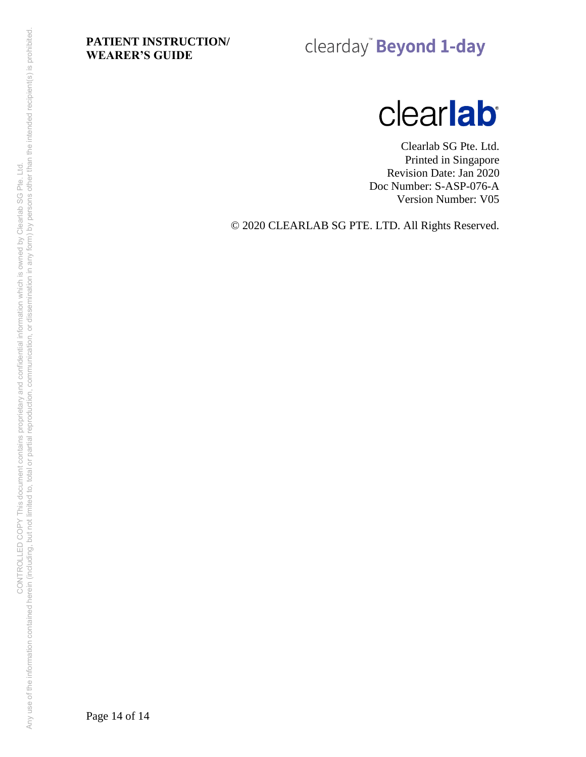clearlab

Clearlab SG Pte. Ltd.
Printed in Singapore
Revision Date: Jan 2020
Doc Number: S-ASP-076-A
Version Number: V05

© 2020 CLEARLAB SG PTE. LTD. All Rights Reserved.